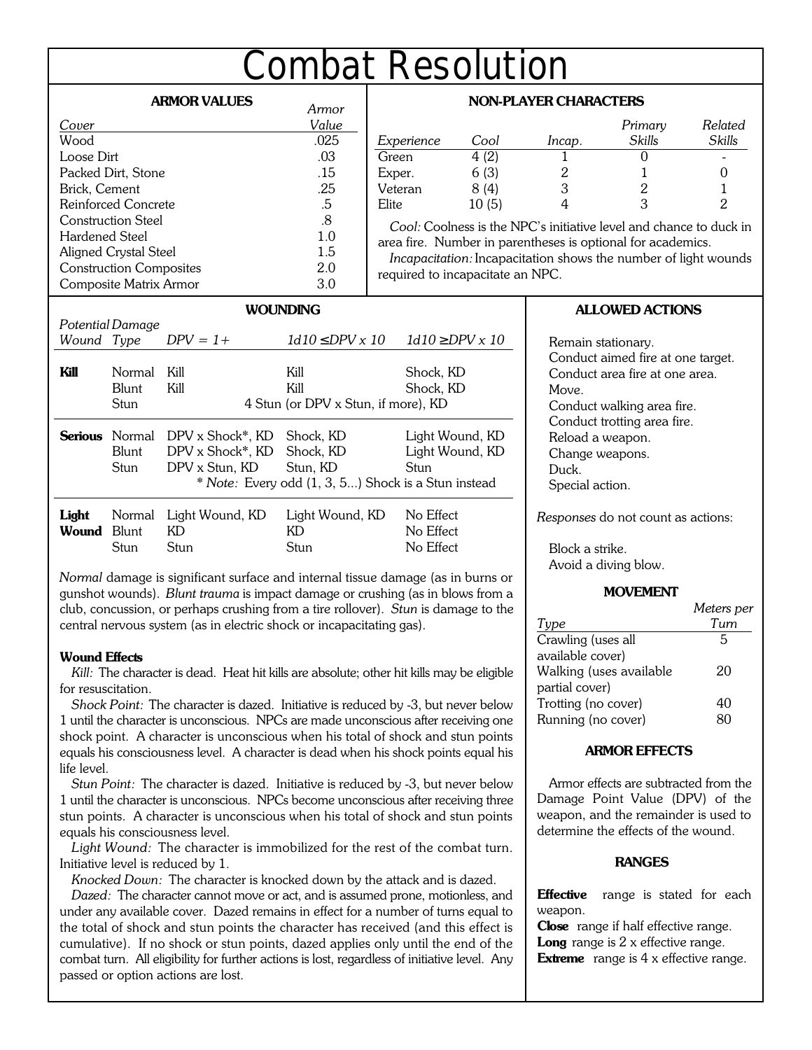# Combat Resolution

## ARMOR VALUES

| Cover | Armor Value |
|---|---|
| Wood | .025 |
| Loose Dirt | .03 |
| Packed Dirt, Stone | .15 |
| Brick, Cement | .25 |
| Reinforced Concrete | .5 |
| Construction Steel | .8 |
| Hardened Steel | 1.0 |
| Aligned Crystal Steel | 1.5 |
| Construction Composites | 2.0 |
| Composite Matrix Armor | 3.0 |

## NON-PLAYER CHARACTERS

| Experience | Cool | Incap. | Primary Skills | Related Skills |
|---|---|---|---|---|
| Green | 4 (2) | 1 | 0 | - |
| Exper. | 6 (3) | 2 | 1 | 0 |
| Veteran | 8 (4) | 3 | 2 | 1 |
| Elite | 10 (5) | 4 | 3 | 2 |

*Cool:* Coolness is the NPC's initiative level and chance to duck in area fire. Number in parentheses is optional for academics.

*Incapacitation:* Incapacitation shows the number of light wounds required to incapacitate an NPC.

## WOUNDING

| Potential Wound | Damage Type | DPV = 1+ | 1d10 ≤DPV x 10 | 1d10 ≥DPV x 10 |
|---|---|---|---|---|
| **Kill** | Normal | Kill | Kill | Shock, KD |
| | Blunt | Kill | Kill | Shock, KD |
| | Stun | 4 Stun (or DPV x Stun, if more), KD | | |
| **Serious** | Normal | DPV x Shock*, KD | Shock, KD | Light Wound, KD |
| | Blunt | DPV x Shock*, KD | Shock, KD | Light Wound, KD |
| | Stun | DPV x Stun, KD | Stun, KD | Stun |
| **Light Wound** | Normal | Light Wound, KD | Light Wound, KD | No Effect |
| | Blunt | KD | KD | No Effect |
| | Stun | Stun | Stun | No Effect |

\* *Note:* Every odd (1, 3, 5...) Shock is a Stun instead

*Normal* damage is significant surface and internal tissue damage (as in burns or gunshot wounds). *Blunt trauma* is impact damage or crushing (as in blows from a club, concussion, or perhaps crushing from a tire rollover). *Stun* is damage to the central nervous system (as in electric shock or incapacitating gas).

### Wound Effects

*Kill:* The character is dead. Heat hit kills are absolute; other hit kills may be eligible for resuscitation.

*Shock Point:* The character is dazed. Initiative is reduced by -3, but never below 1 until the character is unconscious. NPCs are made unconscious after receiving one shock point. A character is unconscious when his total of shock and stun points equals his consciousness level. A character is dead when his shock points equal his life level.

*Stun Point:* The character is dazed. Initiative is reduced by -3, but never below 1 until the character is unconscious. NPCs become unconscious after receiving three stun points. A character is unconscious when his total of shock and stun points equals his consciousness level.

*Light Wound:* The character is immobilized for the rest of the combat turn. Initiative level is reduced by 1.

*Knocked Down:* The character is knocked down by the attack and is dazed.

*Dazed:* The character cannot move or act, and is assumed prone, motionless, and under any available cover. Dazed remains in effect for a number of turns equal to the total of shock and stun points the character has received (and this effect is cumulative). If no shock or stun points, dazed applies only until the end of the combat turn. All eligibility for further actions is lost, regardless of initiative level. Any passed or option actions are lost.

## ALLOWED ACTIONS

- Remain stationary.
- Conduct aimed fire at one target.
- Conduct area fire at one area.
- Move.
- Conduct walking area fire.
- Conduct trotting area fire.
- Reload a weapon.
- Change weapons.
- Duck.
- Special action.

*Responses* do not count as actions:

- Block a strike.
- Avoid a diving blow.

## MOVEMENT

| Type | Meters per Turn |
|---|---|
| Crawling (uses all available cover) | 5 |
| Walking (uses available partial cover) | 20 |
| Trotting (no cover) | 40 |
| Running (no cover) | 80 |

## ARMOR EFFECTS

Armor effects are subtracted from the Damage Point Value (DPV) of the weapon, and the remainder is used to determine the effects of the wound.

## RANGES

**Effective** range is stated for each weapon.

**Close** range if half effective range.

**Long** range is 2 x effective range.

**Extreme** range is 4 x effective range.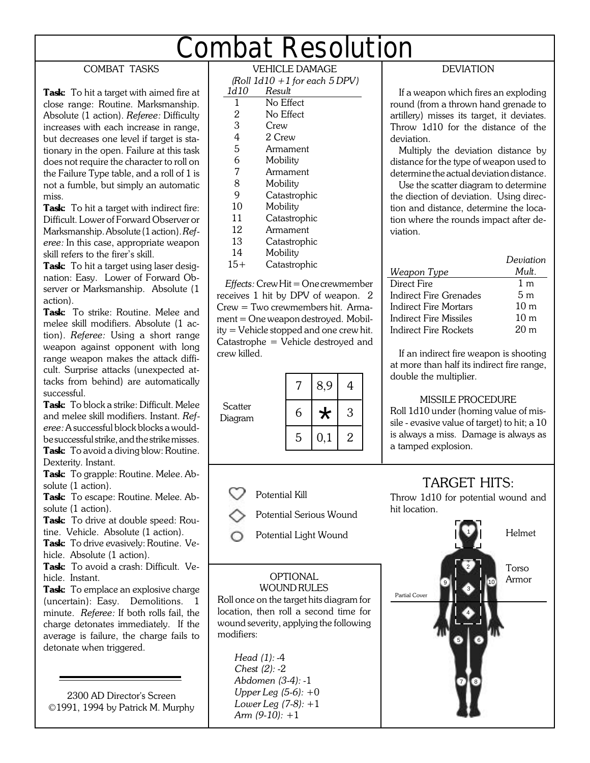# Combat Resolution

## COMBAT TASKS

**Task:** To hit a target with aimed fire at close range: Routine. Marksmanship. Absolute (1 action). *Referee:* Difficulty increases with each increase in range, but decreases one level if target is stationary in the open. Failure at this task does not require the character to roll on the Failure Type table, and a roll of 1 is not a fumble, but simply an automatic miss.

**Task:** To hit a target with indirect fire: Difficult. Lower of Forward Observer or Marksmanship. Absolute (1 action). *Referee:* In this case, appropriate weapon skill refers to the firer's skill.

**Task:** To hit a target using laser designation: Easy. Lower of Forward Observer or Marksmanship. Absolute (1 action).

**Task:** To strike: Routine. Melee and melee skill modifiers. Absolute (1 action). *Referee:* Using a short range weapon against opponent with long range weapon makes the attack difficult. Surprise attacks (unexpected attacks from behind) are automatically successful.

**Task:** To block a strike: Difficult. Melee and melee skill modifiers. Instant. *Referee:* A successful block blocks a would-be successful strike, and the strike misses.

**Task:** To avoid a diving blow: Routine. Dexterity. Instant.

**Task:** To grapple: Routine. Melee. Absolute (1 action).

**Task:** To escape: Routine. Melee. Absolute (1 action).

**Task:** To drive at double speed: Routine. Vehicle. Absolute (1 action).

**Task:** To drive evasively: Routine. Vehicle. Absolute (1 action).

**Task:** To avoid a crash: Difficult. Vehicle. Instant.

**Task:** To emplace an explosive charge (uncertain): Easy. Demolitions. 1 minute. *Referee:* If both rolls fail, the charge detonates immediately. If the average is failure, the charge fails to detonate when triggered.

2300 AD Director's Screen
©1991, 1994 by Patrick M. Murphy

## VEHICLE DAMAGE

*(Roll 1d10 +1 for each 5 DPV)*

| *1d10* | *Result* |
|---|---|
| 1 | No Effect |
| 2 | No Effect |
| 3 | Crew |
| 4 | 2 Crew |
| 5 | Armament |
| 6 | Mobility |
| 7 | Armament |
| 8 | Mobility |
| 9 | Catastrophic |
| 10 | Mobility |
| 11 | Catastrophic |
| 12 | Armament |
| 13 | Catastrophic |
| 14 | Mobility |
| 15+ | Catastrophic |

*Effects:* Crew Hit = One crewmember receives 1 hit by DPV of weapon. 2 Crew = Two crewmembers hit. Armament = One weapon destroyed. Mobility = Vehicle stopped and one crew hit. Catastrophe = Vehicle destroyed and crew killed.

Scatter Diagram

| | | |
|---|---|---|
| 7 | 8,9 | 4 |
| 6 | * | 3 |
| 5 | 0,1 | 2 |

## DEVIATION

If a weapon which fires an exploding round (from a thrown hand grenade to artillery) misses its target, it deviates. Throw 1d10 for the distance of the deviation.

Multiply the deviation distance by distance for the type of weapon used to determine the actual deviation distance.

Use the scatter diagram to determine the diection of deviation. Using direction and distance, determine the location where the rounds impact after deviation.

| *Weapon Type* | *Deviation Mult.* |
|---|---|
| Direct Fire | 1 m |
| Indirect Fire Grenades | 5 m |
| Indirect Fire Mortars | 10 m |
| Indirect Fire Missiles | 10 m |
| Indirect Fire Rockets | 20 m |

If an indirect fire weapon is shooting at more than half its indirect fire range, double the multiplier.

### MISSILE PROCEDURE

Roll 1d10 under (homing value of missile - evasive value of target) to hit; a 10 is always a miss. Damage is always as a tamped explosion.

- ♡ Potential Kill
- ◇ Potential Serious Wound
- ○ Potential Light Wound

## TARGET HITS:

Throw 1d10 for potential wound and hit location.

Helmet: 1
Torso Armor: 2, 3, 4
Partial Cover

### OPTIONAL WOUND RULES

Roll once on the target hits diagram for location, then roll a second time for wound severity, applying the following modifiers:

*Head (1):* -4
*Chest (2):* -2
*Abdomen (3-4):* -1
*Upper Leg (5-6):* +0
*Lower Leg (7-8):* +1
*Arm (9-10):* +1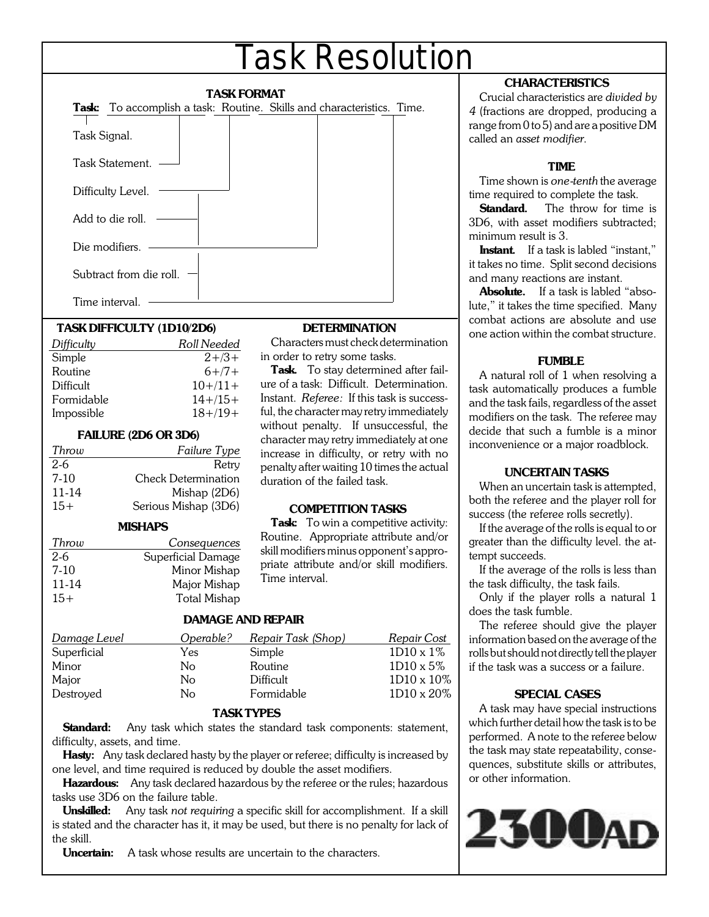# Task Resolution

## TASK FORMAT

**Task:** To accomplish a task: Routine. Skills and characteristics. Time.

- Task Signal. (**Task:**)
- Task Statement. (To accomplish a task:)
- Difficulty Level. (Routine.)
- Add to die roll. (Skills and characteristics.)
- Die modifiers. (Skills and characteristics.)
- Subtract from die roll. (Skills and characteristics.)
- Time interval. (Time.)

### TASK DIFFICULTY (1D10/2D6)

| *Difficulty* | *Roll Needed* |
|---|---|
| Simple | 2+/3+ |
| Routine | 6+/7+ |
| Difficult | 10+/11+ |
| Formidable | 14+/15+ |
| Impossible | 18+/19+ |

### FAILURE (2D6 OR 3D6)

| *Throw* | *Failure Type* |
|---|---|
| 2-6 | Retry |
| 7-10 | Check Determination |
| 11-14 | Mishap (2D6) |
| 15+ | Serious Mishap (3D6) |

### MISHAPS

| *Throw* | *Consequences* |
|---|---|
| 2-6 | Superficial Damage |
| 7-10 | Minor Mishap |
| 11-14 | Major Mishap |
| 15+ | Total Mishap |

### DETERMINATION

Characters must check determination in order to retry some tasks.

**Task.** To stay determined after failure of a task: Difficult. Determination. Instant. *Referee:* If this task is successful, the character may retry immediately without penalty. If unsuccessful, the character may retry immediately at one increase in difficulty, or retry with no penalty after waiting 10 times the actual duration of the failed task.

### COMPETITION TASKS

**Task:** To win a competitive activity: Routine. Appropriate attribute and/or skill modifiers minus opponent's appropriate attribute and/or skill modifiers. Time interval.

### DAMAGE AND REPAIR

| *Damage Level* | *Operable?* | *Repair Task (Shop)* | *Repair Cost* |
|---|---|---|---|
| Superficial | Yes | Simple | 1D10 x 1% |
| Minor | No | Routine | 1D10 x 5% |
| Major | No | Difficult | 1D10 x 10% |
| Destroyed | No | Formidable | 1D10 x 20% |

### TASK TYPES

**Standard:** Any task which states the standard task components: statement, difficulty, assets, and time.

**Hasty:** Any task declared hasty by the player or referee; difficulty is increased by one level, and time required is reduced by double the asset modifiers.

**Hazardous:** Any task declared hazardous by the referee or the rules; hazardous tasks use 3D6 on the failure table.

**Unskilled:** Any task *not requiring* a specific skill for accomplishment. If a skill is stated and the character has it, it may be used, but there is no penalty for lack of the skill.

**Uncertain:** A task whose results are uncertain to the characters.

### CHARACTERISTICS

Crucial characteristics are *divided by 4* (fractions are dropped, producing a range from 0 to 5) and are a positive DM called an *asset modifier*.

### TIME

Time shown is *one-tenth* the average time required to complete the task.

**Standard.** The throw for time is 3D6, with asset modifiers subtracted; minimum result is 3.

**Instant.** If a task is labled "instant," it takes no time. Split second decisions and many reactions are instant.

**Absolute.** If a task is labled "absolute," it takes the time specified. Many combat actions are absolute and use one action within the combat structure.

### FUMBLE

A natural roll of 1 when resolving a task automatically produces a fumble and the task fails, regardless of the asset modifiers on the task. The referee may decide that such a fumble is a minor inconvenience or a major roadblock.

### UNCERTAIN TASKS

When an uncertain task is attempted, both the referee and the player roll for success (the referee rolls secretly).

If the average of the rolls is equal to or greater than the difficulty level. the attempt succeeds.

If the average of the rolls is less than the task difficulty, the task fails.

Only if the player rolls a natural 1 does the task fumble.

The referee should give the player information based on the average of the rolls but should not directly tell the player if the task was a success or a failure.

### SPECIAL CASES

A task may have special instructions which further detail how the task is to be performed. A note to the referee below the task may state repeatability, consequences, substitute skills or attributes, or other information.

2300AD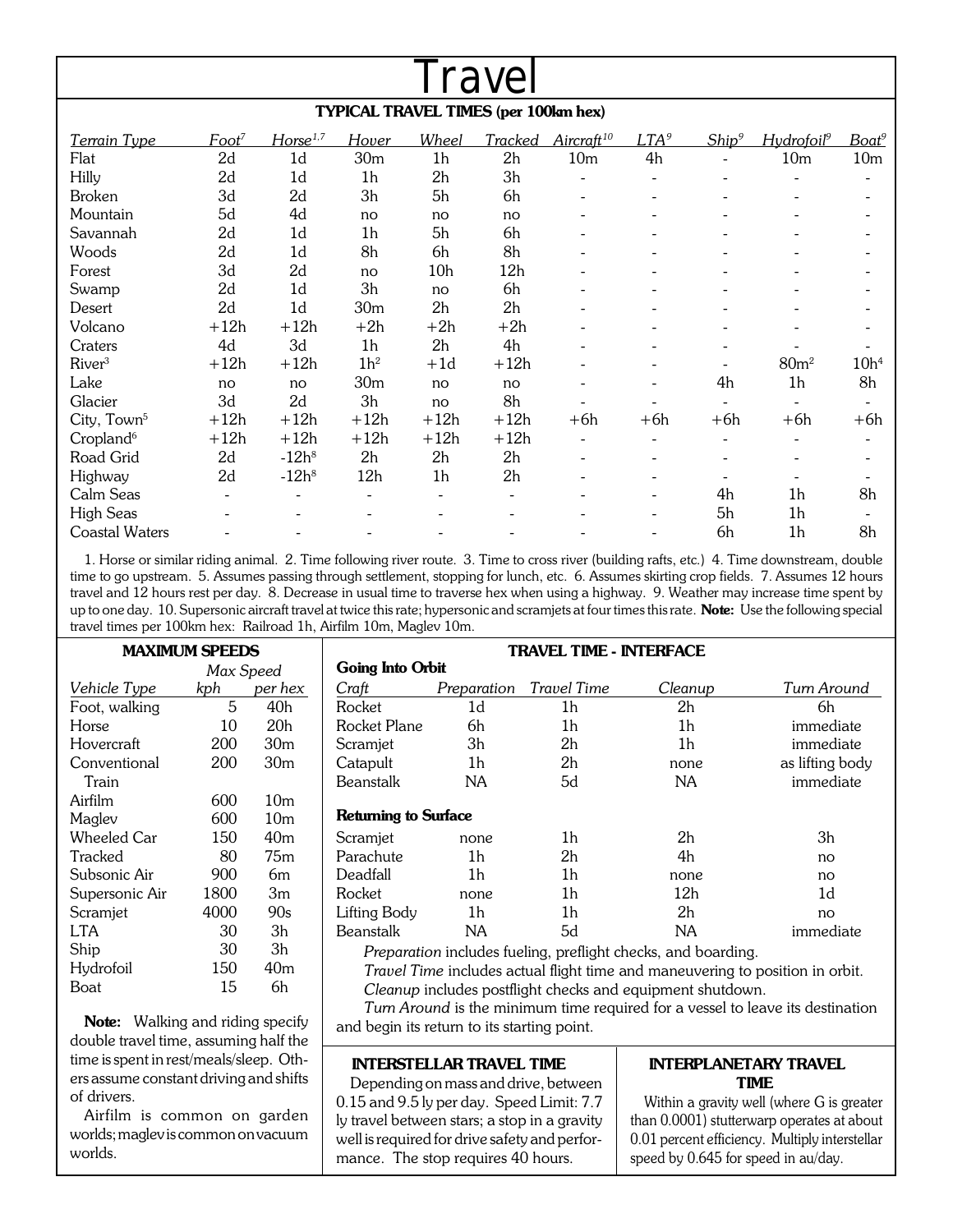# Travel

## TYPICAL TRAVEL TIMES (per 100km hex)

| *Terrain Type* | *Foot*[7] | *Horse*[1,7] | *Hover* | *Wheel* | *Tracked* | *Aircraft*[10] | *LTA*[9] | *Ship*[9] | *Hydrofoil*[9] | *Boat*[9] |
|---|---|---|---|---|---|---|---|---|---|---|
| Flat | 2d | 1d | 30m | 1h | 2h | 10m | 4h | - | 10m | 10m |
| Hilly | 2d | 1d | 1h | 2h | 3h | - | - | - | - | - |
| Broken | 3d | 2d | 3h | 5h | 6h | - | - | - | - | - |
| Mountain | 5d | 4d | no | no | no | - | - | - | - | - |
| Savannah | 2d | 1d | 1h | 5h | 6h | - | - | - | - | - |
| Woods | 2d | 1d | 8h | 6h | 8h | - | - | - | - | - |
| Forest | 3d | 2d | no | 10h | 12h | - | - | - | - | - |
| Swamp | 2d | 1d | 3h | no | 6h | - | - | - | - | - |
| Desert | 2d | 1d | 30m | 2h | 2h | - | - | - | - | - |
| Volcano | +12h | +12h | +2h | +2h | +2h | - | - | - | - | - |
| Craters | 4d | 3d | 1h | 2h | 4h | - | - | - | - | - |
| River[3] | +12h | +12h | 1h[2] | +1d | +12h | - | - | - | 80m[2] | 10h[4] |
| Lake | no | no | 30m | no | no | - | - | 4h | 1h | 8h |
| Glacier | 3d | 2d | 3h | no | 8h | - | - | - | - | - |
| City, Town[5] | +12h | +12h | +12h | +12h | +12h | +6h | +6h | +6h | +6h | +6h |
| Cropland[6] | +12h | +12h | +12h | +12h | +12h | - | - | - | - | - |
| Road Grid | 2d | -12h[8] | 2h | 2h | 2h | - | - | - | - | - |
| Highway | 2d | -12h[8] | 12h | 1h | 2h | - | - | - | - | - |
| Calm Seas | - | - | - | - | - | - | - | 4h | 1h | 8h |
| High Seas | - | - | - | - | - | - | - | 5h | 1h | - |
| Coastal Waters | - | - | - | - | - | - | - | 6h | 1h | 8h |

1. Horse or similar riding animal. 2. Time following river route. 3. Time to cross river (building rafts, etc.) 4. Time downstream, double time to go upstream. 5. Assumes passing through settlement, stopping for lunch, etc. 6. Assumes skirting crop fields. 7. Assumes 12 hours travel and 12 hours rest per day. 8. Decrease in usual time to traverse hex when using a highway. 9. Weather may increase time spent by up to one day. 10. Supersonic aircraft travel at twice this rate; hypersonic and scramjets at four times this rate. **Note:** Use the following special travel times per 100km hex: Railroad 1h, Airfilm 10m, Maglev 10m.

## MAXIMUM SPEEDS

| *Vehicle Type* | *Max Speed kph* | *per hex* |
|---|---|---|
| Foot, walking | 5 | 40h |
| Horse | 10 | 20h |
| Hovercraft | 200 | 30m |
| Conventional Train | 200 | 30m |
| Airfilm | 600 | 10m |
| Maglev | 600 | 10m |
| Wheeled Car | 150 | 40m |
| Tracked | 80 | 75m |
| Subsonic Air | 900 | 6m |
| Supersonic Air | 1800 | 3m |
| Scramjet | 4000 | 90s |
| LTA | 30 | 3h |
| Ship | 30 | 3h |
| Hydrofoil | 150 | 40m |
| Boat | 15 | 6h |

**Note:** Walking and riding specify double travel time, assuming half the time is spent in rest/meals/sleep. Others assume constant driving and shifts of drivers.

Airfilm is common on garden worlds; maglev is common on vacuum worlds.

## TRAVEL TIME - INTERFACE

**Going Into Orbit**

| *Craft* | *Preparation* | *Travel Time* | *Cleanup* | *Turn Around* |
|---|---|---|---|---|
| Rocket | 1d | 1h | 2h | 6h |
| Rocket Plane | 6h | 1h | 1h | immediate |
| Scramjet | 3h | 2h | 1h | immediate |
| Catapult | 1h | 2h | none | as lifting body |
| Beanstalk | NA | 5d | NA | immediate |

**Returning to Surface**

| *Craft* | *Preparation* | *Travel Time* | *Cleanup* | *Turn Around* |
|---|---|---|---|---|
| Scramjet | none | 1h | 2h | 3h |
| Parachute | 1h | 2h | 4h | no |
| Deadfall | 1h | 1h | none | no |
| Rocket | none | 1h | 12h | 1d |
| Lifting Body | 1h | 1h | 2h | no |
| Beanstalk | NA | 5d | NA | immediate |

*Preparation* includes fueling, preflight checks, and boarding.

*Travel Time* includes actual flight time and maneuvering to position in orbit.

*Cleanup* includes postflight checks and equipment shutdown.

*Turn Around* is the minimum time required for a vessel to leave its destination and begin its return to its starting point.

## INTERSTELLAR TRAVEL TIME

Depending on mass and drive, between 0.15 and 9.5 ly per day. Speed Limit: 7.7 ly travel between stars; a stop in a gravity well is required for drive safety and performance. The stop requires 40 hours.

## INTERPLANETARY TRAVEL TIME

Within a gravity well (where G is greater than 0.0001) stutterwarp operates at about 0.01 percent efficiency. Multiply interstellar speed by 0.645 for speed in au/day.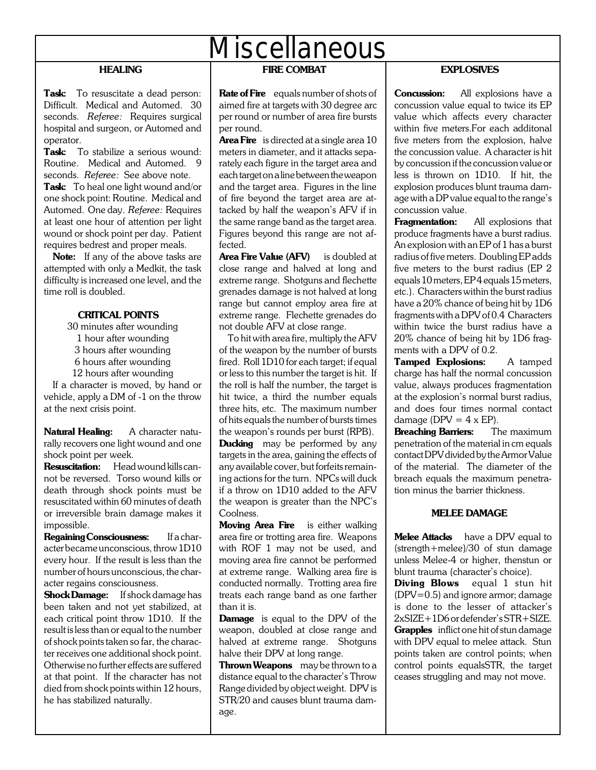# Miscellaneous

## HEALING

**Task:** To resuscitate a dead person: Difficult. Medical and Automed. 30 seconds. *Referee:* Requires surgical hospital and surgeon, or Automed and operator.

**Task:** To stabilize a serious wound: Routine. Medical and Automed. 9 seconds. *Referee:* See above note.

**Task:** To heal one light wound and/or one shock point: Routine. Medical and Automed. One day. *Referee:* Requires at least one hour of attention per light wound or shock point per day. Patient requires bedrest and proper meals.

**Note:** If any of the above tasks are attempted with only a Medkit, the task difficulty is increased one level, and the time roll is doubled.

### CRITICAL POINTS

30 minutes after wounding
1 hour after wounding
3 hours after wounding
6 hours after wounding
12 hours after wounding

If a character is moved, by hand or vehicle, apply a DM of -1 on the throw at the next crisis point.

**Natural Healing:** A character naturally recovers one light wound and one shock point per week.

**Resuscitation:** Head wound kills cannot be reversed. Torso wound kills or death through shock points must be resuscitated within 60 minutes of death or irreversible brain damage makes it impossible.

**Regaining Consciousness:** If a character became unconscious, throw 1D10 every hour. If the result is less than the number of hours unconscious, the character regains consciousness.

**Shock Damage:** If shock damage has been taken and not yet stabilized, at each critical point throw 1D10. If the result is less than or equal to the number of shock points taken so far, the character receives one additional shock point. Otherwise no further effects are suffered at that point. If the character has not died from shock points within 12 hours, he has stabilized naturally.

## FIRE COMBAT

**Rate of Fire** equals number of shots of aimed fire at targets with 30 degree arc per round or number of area fire bursts per round.

**Area Fire** is directed at a single area 10 meters in diameter, and it attacks separately each figure in the target area and each target on a line between the weapon and the target area. Figures in the line of fire beyond the target area are attacked by half the weapon's AFV if in the same range band as the target area. Figures beyond this range are not affected.

**Area Fire Value (AFV)** is doubled at close range and halved at long and extreme range. Shotguns and flechette grenades damage is not halved at long range but cannot employ area fire at extreme range. Flechette grenades do not double AFV at close range.

To hit with area fire, multiply the AFV of the weapon by the number of bursts fired. Roll 1D10 for each target; if equal or less to this number the target is hit. If the roll is half the number, the target is hit twice, a third the number equals three hits, etc. The maximum number of hits equals the number of bursts times the weapon's rounds per burst (RPB).

**Ducking** may be performed by any targets in the area, gaining the effects of any available cover, but forfeits remaining actions for the turn. NPCs will duck if a throw on 1D10 added to the AFV the weapon is greater than the NPC's Coolness.

**Moving Area Fire** is either walking area fire or trotting area fire. Weapons with ROF 1 may not be used, and moving area fire cannot be performed at extreme range. Walking area fire is conducted normally. Trotting area fire treats each range band as one farther than it is.

**Damage** is equal to the DPV of the weapon, doubled at close range and halved at extreme range. Shotguns halve their DPV at long range.

**Thrown Weapons** may be thrown to a distance equal to the character's Throw Range divided by object weight. DPV is STR/20 and causes blunt trauma damage.

## EXPLOSIVES

**Concussion:** All explosions have a concussion value equal to twice its EP value which affects every character within five meters.For each additonal five meters from the explosion, halve the concussion value. A character is hit by concussion if the concussion value or less is thrown on 1D10. If hit, the explosion produces blunt trauma damage with a DP value equal to the range's concussion value.

**Fragmentation:** All explosions that produce fragments have a burst radius. An explosion with an EP of 1 has a burst radius of five meters. Doubling EP adds five meters to the burst radius (EP 2 equals 10 meters, EP 4 equals 15 meters, etc.). Characters within the burst radius have a 20% chance of being hit by 1D6 fragments with a DPV of 0.4 Characters within twice the burst radius have a 20% chance of being hit by 1D6 fragments with a DPV of 0.2.

**Tamped Explosions:** A tamped charge has half the normal concussion value, always produces fragmentation at the explosion's normal burst radius, and does four times normal contact damage (DPV = 4 x EP).

**Breaching Barriers:** The maximum penetration of the material in cm equals contact DPV divided by the Armor Value of the material. The diameter of the breach equals the maximum penetration minus the barrier thickness.

## MELEE DAMAGE

**Melee Attacks** have a DPV equal to (strength+melee)/30 of stun damage unless Melee-4 or higher, thenstun or blunt trauma (character's choice).

**Diving Blows** equal 1 stun hit (DPV=0.5) and ignore armor; damage is done to the lesser of attacker's 2xSIZE+1D6 or defender's STR+SIZE.

**Grapples** inflict one hit of stun damage with DPV equal to melee attack. Stun points taken are control points; when control points equalsSTR, the target ceases struggling and may not move.